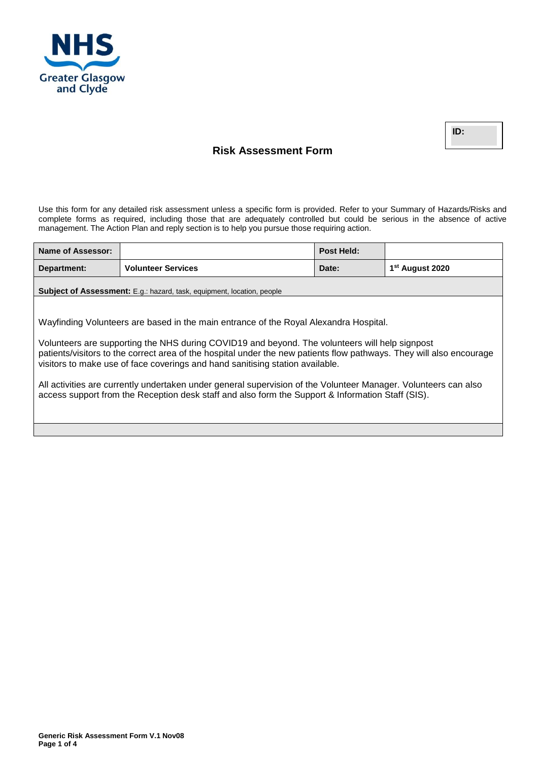NHS Greater Glasgow and Clyde

**ID:**

# Risk Assessment Form

Use this form for any detailed risk assessment unless a specific form is provided. Refer to your Summary of Hazards/Risks and complete forms as required, including those that are adequately controlled but could be serious in the absence of active management. The Action Plan and reply section is to help you pursue those requiring action.

| **Name of Assessor:** | | **Post Held:** | |
|---|---|---|---|
| **Department:** | **Volunteer Services** | **Date:** | **1st August 2020** |

**Subject of Assessment:** E.g.: hazard, task, equipment, location, people

Wayfinding Volunteers are based in the main entrance of the Royal Alexandra Hospital.

Volunteers are supporting the NHS during COVID19 and beyond. The volunteers will help signpost patients/visitors to the correct area of the hospital under the new patients flow pathways. They will also encourage visitors to make use of face coverings and hand sanitising station available.

All activities are currently undertaken under general supervision of the Volunteer Manager. Volunteers can also access support from the Reception desk staff and also form the Support & Information Staff (SIS).

Generic Risk Assessment Form V.1 Nov08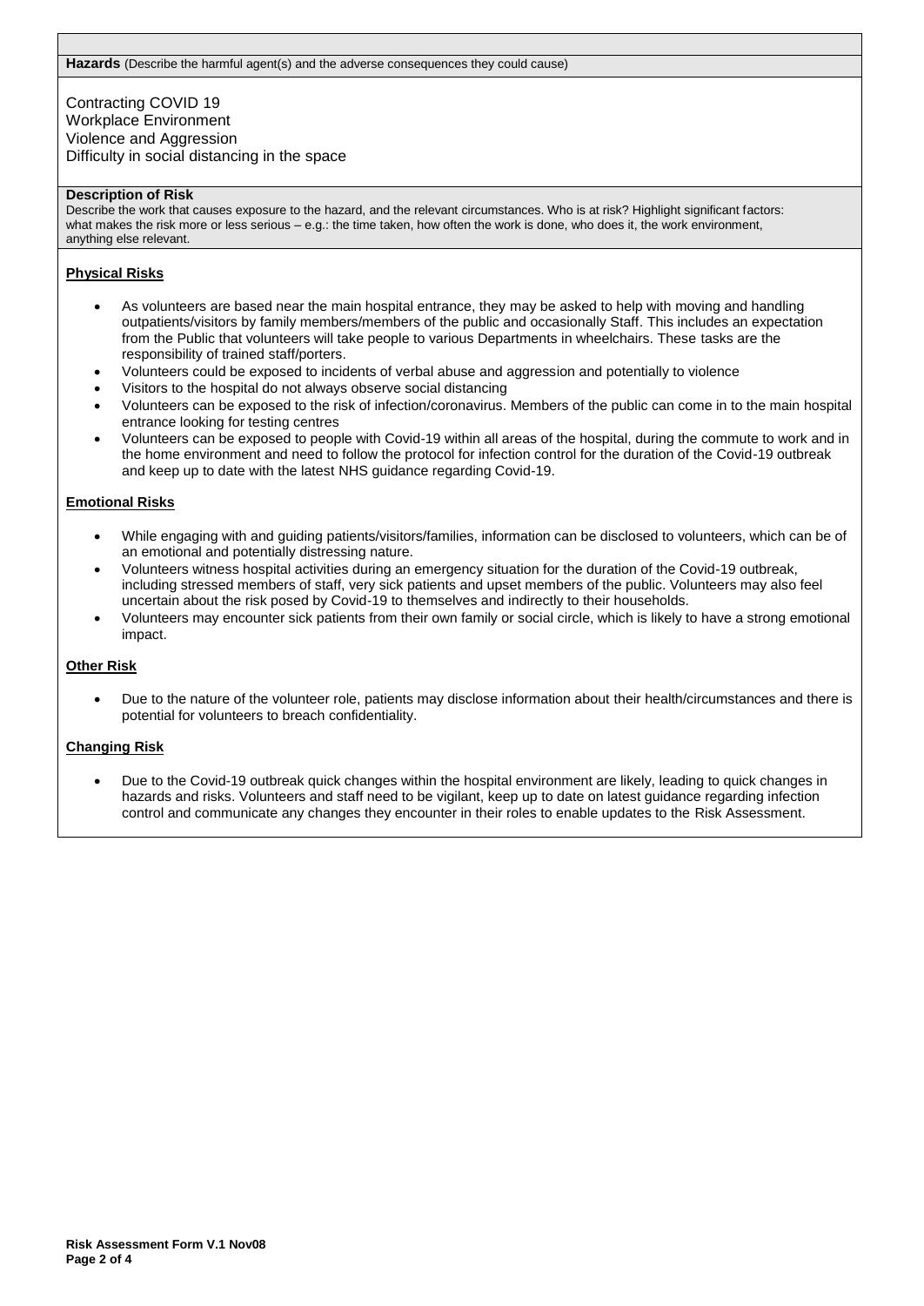**Hazards** (Describe the harmful agent(s) and the adverse consequences they could cause)

Contracting COVID 19
Workplace Environment
Violence and Aggression
Difficulty in social distancing in the space

**Description of Risk**
Describe the work that causes exposure to the hazard, and the relevant circumstances. Who is at risk? Highlight significant factors: what makes the risk more or less serious – e.g.: the time taken, how often the work is done, who does it, the work environment, anything else relevant.

**Physical Risks**

- As volunteers are based near the main hospital entrance, they may be asked to help with moving and handling outpatients/visitors by family members/members of the public and occasionally Staff. This includes an expectation from the Public that volunteers will take people to various Departments in wheelchairs. These tasks are the responsibility of trained staff/porters.
- Volunteers could be exposed to incidents of verbal abuse and aggression and potentially to violence
- Visitors to the hospital do not always observe social distancing
- Volunteers can be exposed to the risk of infection/coronavirus. Members of the public can come in to the main hospital entrance looking for testing centres
- Volunteers can be exposed to people with Covid-19 within all areas of the hospital, during the commute to work and in the home environment and need to follow the protocol for infection control for the duration of the Covid-19 outbreak and keep up to date with the latest NHS guidance regarding Covid-19.

**Emotional Risks**

- While engaging with and guiding patients/visitors/families, information can be disclosed to volunteers, which can be of an emotional and potentially distressing nature.
- Volunteers witness hospital activities during an emergency situation for the duration of the Covid-19 outbreak, including stressed members of staff, very sick patients and upset members of the public. Volunteers may also feel uncertain about the risk posed by Covid-19 to themselves and indirectly to their households.
- Volunteers may encounter sick patients from their own family or social circle, which is likely to have a strong emotional impact.

**Other Risk**

- Due to the nature of the volunteer role, patients may disclose information about their health/circumstances and there is potential for volunteers to breach confidentiality.

**Changing Risk**

- Due to the Covid-19 outbreak quick changes within the hospital environment are likely, leading to quick changes in hazards and risks. Volunteers and staff need to be vigilant, keep up to date on latest guidance regarding infection control and communicate any changes they encounter in their roles to enable updates to the Risk Assessment.

**Risk Assessment Form V.1 Nov08**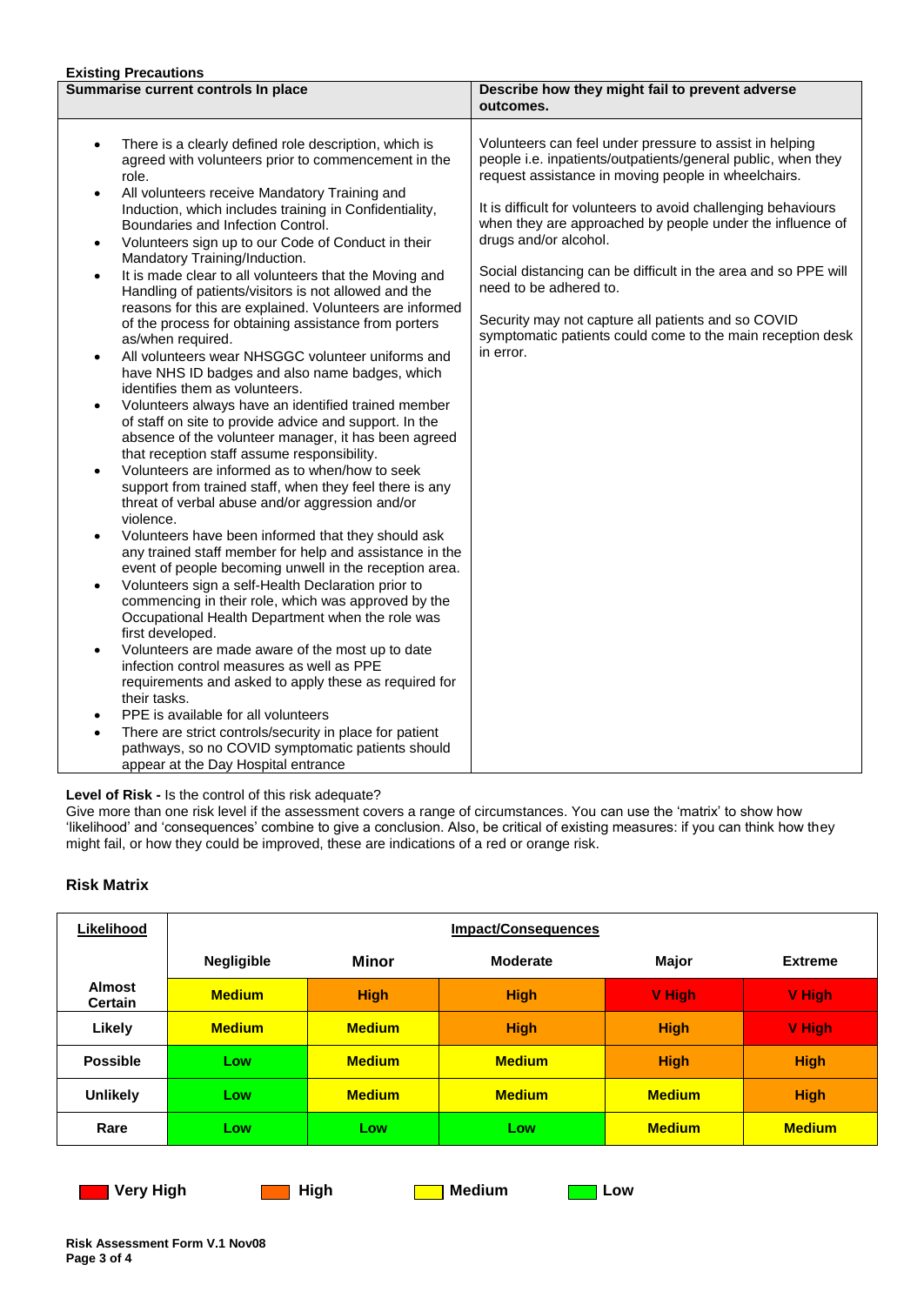**Existing Precautions**

| Summarise current controls In place | Describe how they might fail to prevent adverse outcomes. |
|---|---|
| • There is a clearly defined role description, which is agreed with volunteers prior to commencement in the role.<br>• All volunteers receive Mandatory Training and Induction, which includes training in Confidentiality, Boundaries and Infection Control.<br>• Volunteers sign up to our Code of Conduct in their Mandatory Training/Induction.<br>• It is made clear to all volunteers that the Moving and Handling of patients/visitors is not allowed and the reasons for this are explained. Volunteers are informed of the process for obtaining assistance from porters as/when required.<br>• All volunteers wear NHSGGC volunteer uniforms and have NHS ID badges and also name badges, which identifies them as volunteers.<br>• Volunteers always have an identified trained member of staff on site to provide advice and support. In the absence of the volunteer manager, it has been agreed that reception staff assume responsibility.<br>• Volunteers are informed as to when/how to seek support from trained staff, when they feel there is any threat of verbal abuse and/or aggression and/or violence.<br>• Volunteers have been informed that they should ask any trained staff member for help and assistance in the event of people becoming unwell in the reception area.<br>• Volunteers sign a self-Health Declaration prior to commencing in their role, which was approved by the Occupational Health Department when the role was first developed.<br>• Volunteers are made aware of the most up to date infection control measures as well as PPE requirements and asked to apply these as required for their tasks.<br>• PPE is available for all volunteers<br>• There are strict controls/security in place for patient pathways, so no COVID symptomatic patients should appear at the Day Hospital entrance | Volunteers can feel under pressure to assist in helping people i.e. inpatients/outpatients/general public, when they request assistance in moving people in wheelchairs.<br><br>It is difficult for volunteers to avoid challenging behaviours when they are approached by people under the influence of drugs and/or alcohol.<br><br>Social distancing can be difficult in the area and so PPE will need to be adhered to.<br><br>Security may not capture all patients and so COVID symptomatic patients could come to the main reception desk in error. |

**Level of Risk -** Is the control of this risk adequate?

Give more than one risk level if the assessment covers a range of circumstances. You can use the 'matrix' to show how 'likelihood' and 'consequences' combine to give a conclusion. Also, be critical of existing measures: if you can think how they might fail, or how they could be improved, these are indications of a red or orange risk.

### Risk Matrix

| Likelihood | Impact/Consequences | | | | |
|---|---|---|---|---|---|
| | **Negligible** | **Minor** | **Moderate** | **Major** | **Extreme** |
| **Almost Certain** | Medium | High | High | V High | V High |
| **Likely** | Medium | Medium | High | High | V High |
| **Possible** | Low | Medium | Medium | High | High |
| **Unlikely** | Low | Medium | Medium | Medium | High |
| **Rare** | Low | Low | Low | Medium | Medium |

Very High &nbsp;&nbsp; High &nbsp;&nbsp; Medium &nbsp;&nbsp; Low

**Risk Assessment Form V.1 Nov08**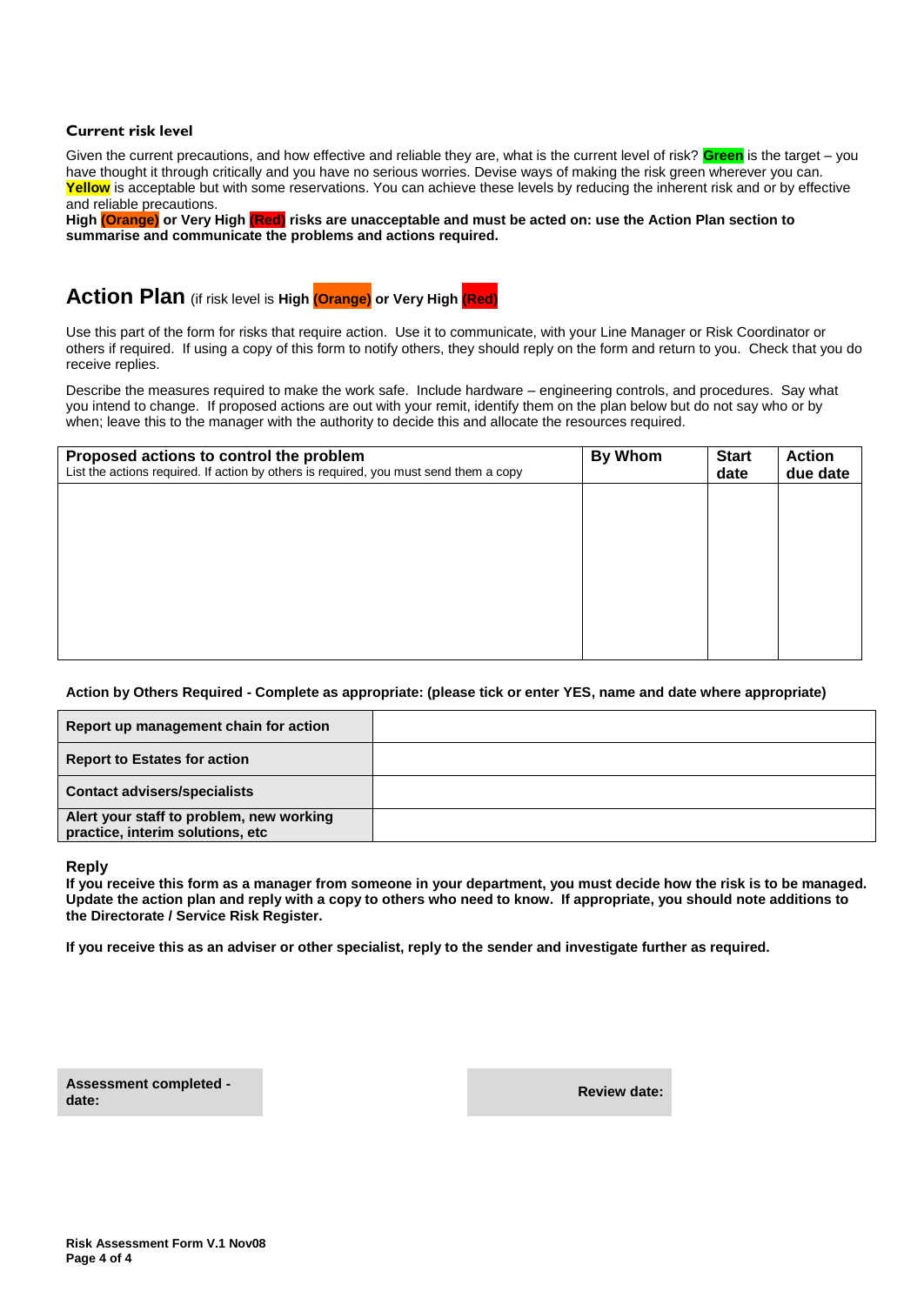**Current risk level**

Given the current precautions, and how effective and reliable they are, what is the current level of risk? **Green** is the target – you have thought it through critically and you have no serious worries. Devise ways of making the risk green wherever you can. **Yellow** is acceptable but with some reservations. You can achieve these levels by reducing the inherent risk and or by effective and reliable precautions.

**High (Orange) or Very High (Red) risks are unacceptable and must be acted on: use the Action Plan section to summarise and communicate the problems and actions required.**

## Action Plan (if risk level is **High (Orange)** or **Very High (Red)**)

Use this part of the form for risks that require action. Use it to communicate, with your Line Manager or Risk Coordinator or others if required. If using a copy of this form to notify others, they should reply on the form and return to you. Check that you do receive replies.

Describe the measures required to make the work safe. Include hardware – engineering controls, and procedures. Say what you intend to change. If proposed actions are out with your remit, identify them on the plan below but do not say who or by when; leave this to the manager with the authority to decide this and allocate the resources required.

| **Proposed actions to control the problem**<br>List the actions required. If action by others is required, you must send them a copy | **By Whom** | **Start date** | **Action due date** |
|---|---|---|---|
| | | | |

**Action by Others Required - Complete as appropriate: (please tick or enter YES, name and date where appropriate)**

| | |
|---|---|
| **Report up management chain for action** | |
| **Report to Estates for action** | |
| **Contact advisers/specialists** | |
| **Alert your staff to problem, new working practice, interim solutions, etc** | |

**Reply**

**If you receive this form as a manager from someone in your department, you must decide how the risk is to be managed. Update the action plan and reply with a copy to others who need to know. If appropriate, you should note additions to the Directorate / Service Risk Register.**

**If you receive this as an adviser or other specialist, reply to the sender and investigate further as required.**

| | | | |
|---|---|---|---|
| **Assessment completed - date:** | | **Review date:** | |

**Risk Assessment Form V.1 Nov08**